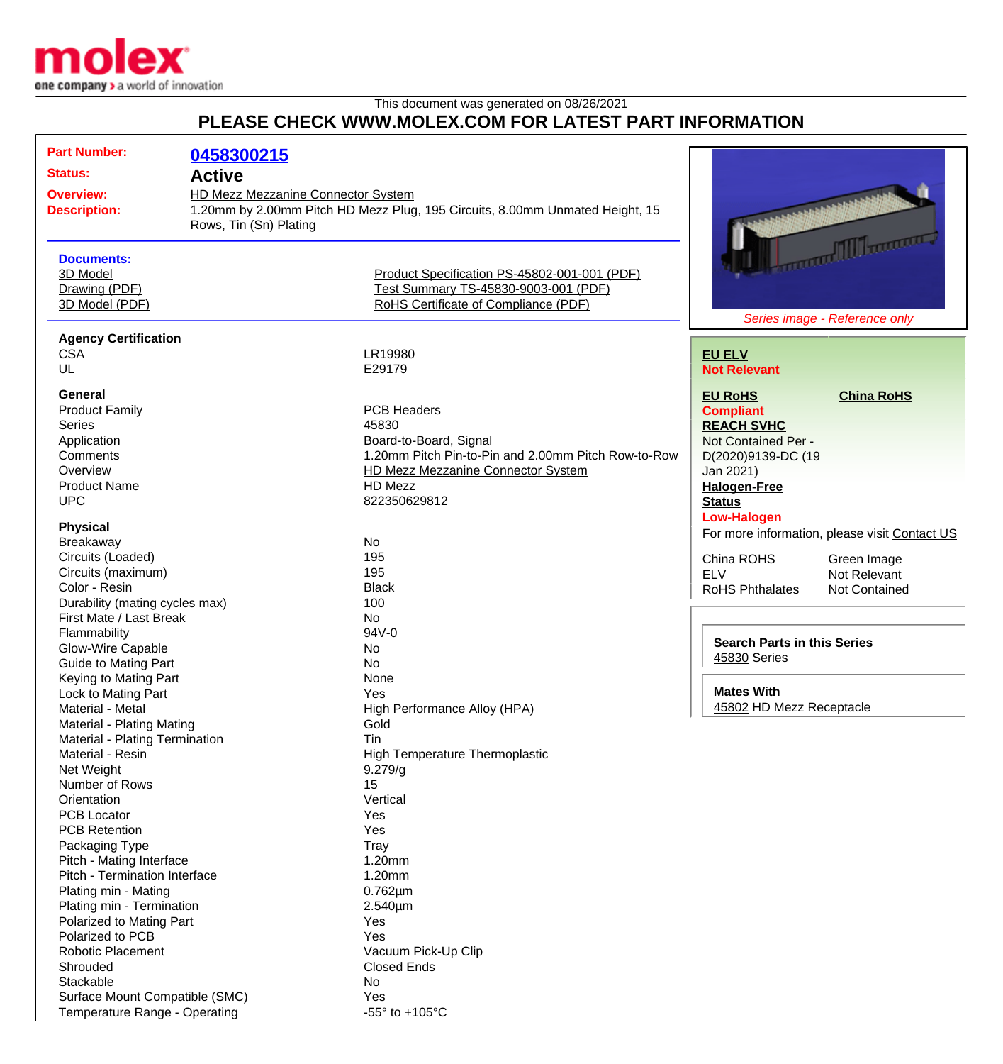This document was generated on 08/26/2021

# PLEASE CHECK WWW.MOLEX.COM FOR LATEST PART INFORMATION

**Part Number:** 0458300215

**Status:** Active

**Overview:** HD Mezz Mezzanine Connector System

**Description:** 1.20mm by 2.00mm Pitch HD Mezz Plug, 195 Circuits, 8.00mm Unmated Height, 15 Rows, Tin (Sn) Plating

**Documents:**

- 3D Model
- Drawing (PDF)
- 3D Model (PDF)
- Product Specification PS-45802-001-001 (PDF)
- Test Summary TS-45830-9003-001 (PDF)
- RoHS Certificate of Compliance (PDF)

*Series image - Reference only*

**EU ELV**
**Not Relevant**

**EU RoHS**
**Compliant**

**China RoHS**

**REACH SVHC**
Not Contained Per - D(2020)9139-DC (19 Jan 2021)

**Halogen-Free Status**
**Low-Halogen**

For more information, please visit Contact US

| | |
|---|---|
| China ROHS | Green Image |
| ELV | Not Relevant |
| RoHS Phthalates | Not Contained |

**Search Parts in this Series**
45830 Series

**Mates With**
45802 HD Mezz Receptacle

### Agency Certification

| | |
|---|---|
| CSA | LR19980 |
| UL | E29179 |

### General

| | |
|---|---|
| Product Family | PCB Headers |
| Series | 45830 |
| Application | Board-to-Board, Signal |
| Comments | 1.20mm Pitch Pin-to-Pin and 2.00mm Pitch Row-to-Row |
| Overview | HD Mezz Mezzanine Connector System |
| Product Name | HD Mezz |
| UPC | 822350629812 |

### Physical

| | |
|---|---|
| Breakaway | No |
| Circuits (Loaded) | 195 |
| Circuits (maximum) | 195 |
| Color - Resin | Black |
| Durability (mating cycles max) | 100 |
| First Mate / Last Break | No |
| Flammability | 94V-0 |
| Glow-Wire Capable | No |
| Guide to Mating Part | No |
| Keying to Mating Part | None |
| Lock to Mating Part | Yes |
| Material - Metal | High Performance Alloy (HPA) |
| Material - Plating Mating | Gold |
| Material - Plating Termination | Tin |
| Material - Resin | High Temperature Thermoplastic |
| Net Weight | 9.279/g |
| Number of Rows | 15 |
| Orientation | Vertical |
| PCB Locator | Yes |
| PCB Retention | Yes |
| Packaging Type | Tray |
| Pitch - Mating Interface | 1.20mm |
| Pitch - Termination Interface | 1.20mm |
| Plating min - Mating | 0.762µm |
| Plating min - Termination | 2.540µm |
| Polarized to Mating Part | Yes |
| Polarized to PCB | Yes |
| Robotic Placement | Vacuum Pick-Up Clip |
| Shrouded | Closed Ends |
| Stackable | No |
| Surface Mount Compatible (SMC) | Yes |
| Temperature Range - Operating | -55° to +105°C |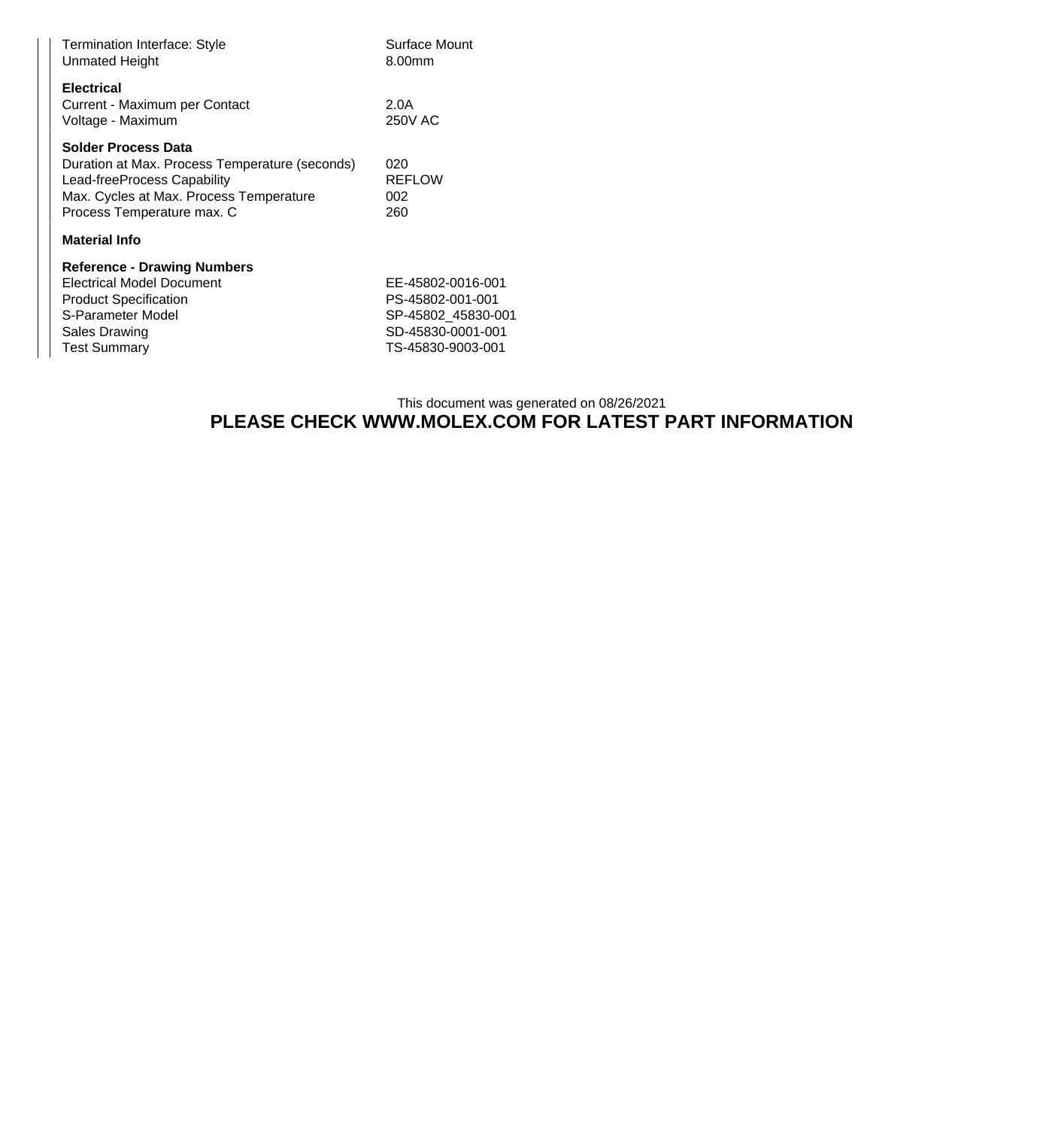| | |
|---|---|
| Termination Interface: Style | Surface Mount |
| Unmated Height | 8.00mm |

**Electrical**

| | |
|---|---|
| Current - Maximum per Contact | 2.0A |
| Voltage - Maximum | 250V AC |

**Solder Process Data**

| | |
|---|---|
| Duration at Max. Process Temperature (seconds) | 020 |
| Lead-freeProcess Capability | REFLOW |
| Max. Cycles at Max. Process Temperature | 002 |
| Process Temperature max. C | 260 |

**Material Info**

**Reference - Drawing Numbers**

| | |
|---|---|
| Electrical Model Document | EE-45802-0016-001 |
| Product Specification | PS-45802-001-001 |
| S-Parameter Model | SP-45802_45830-001 |
| Sales Drawing | SD-45830-0001-001 |
| Test Summary | TS-45830-9003-001 |

This document was generated on 08/26/2021

**PLEASE CHECK WWW.MOLEX.COM FOR LATEST PART INFORMATION**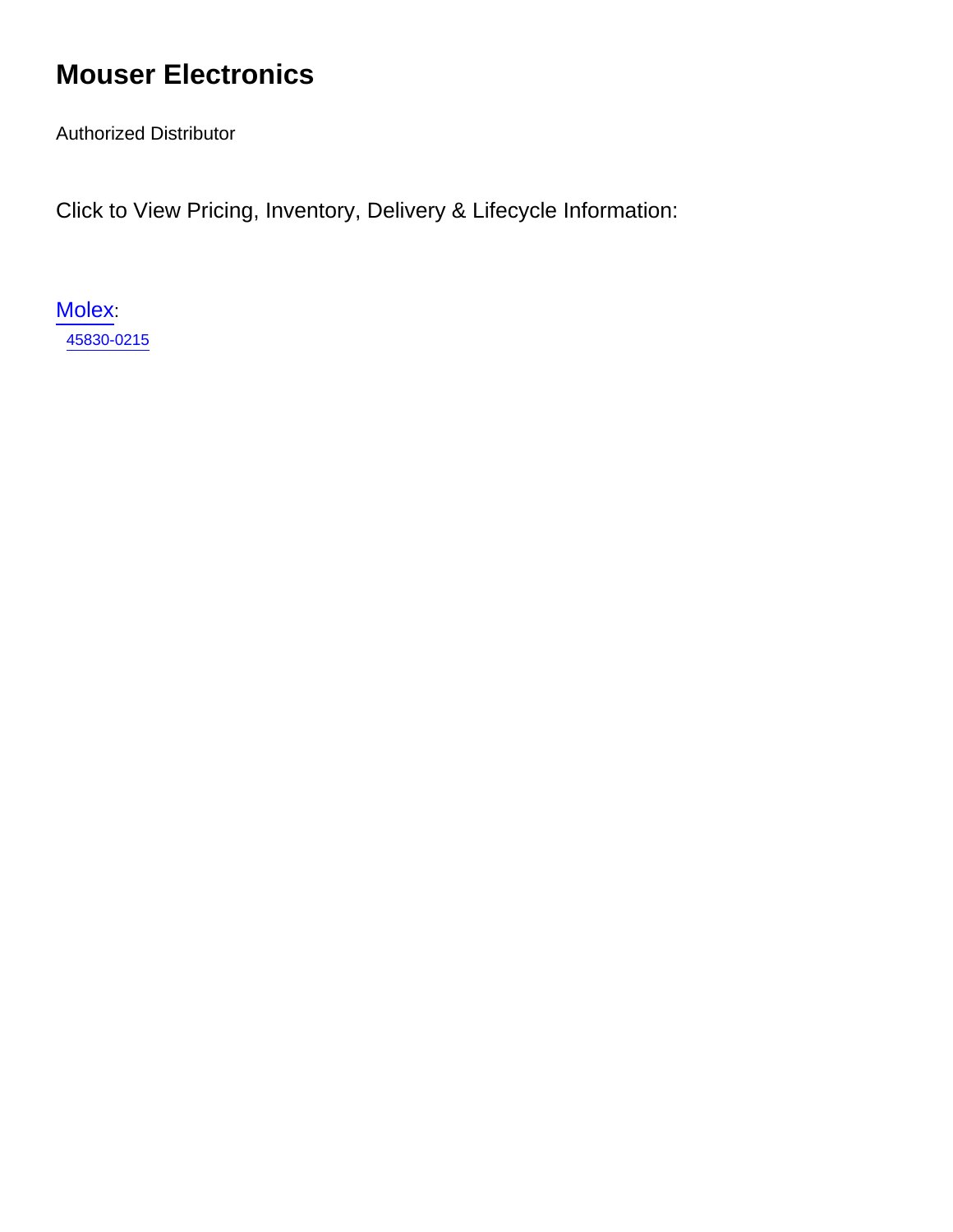# Mouser Electronics

Authorized Distributor

Click to View Pricing, Inventory, Delivery & Lifecycle Information:

Molex:

45830-0215